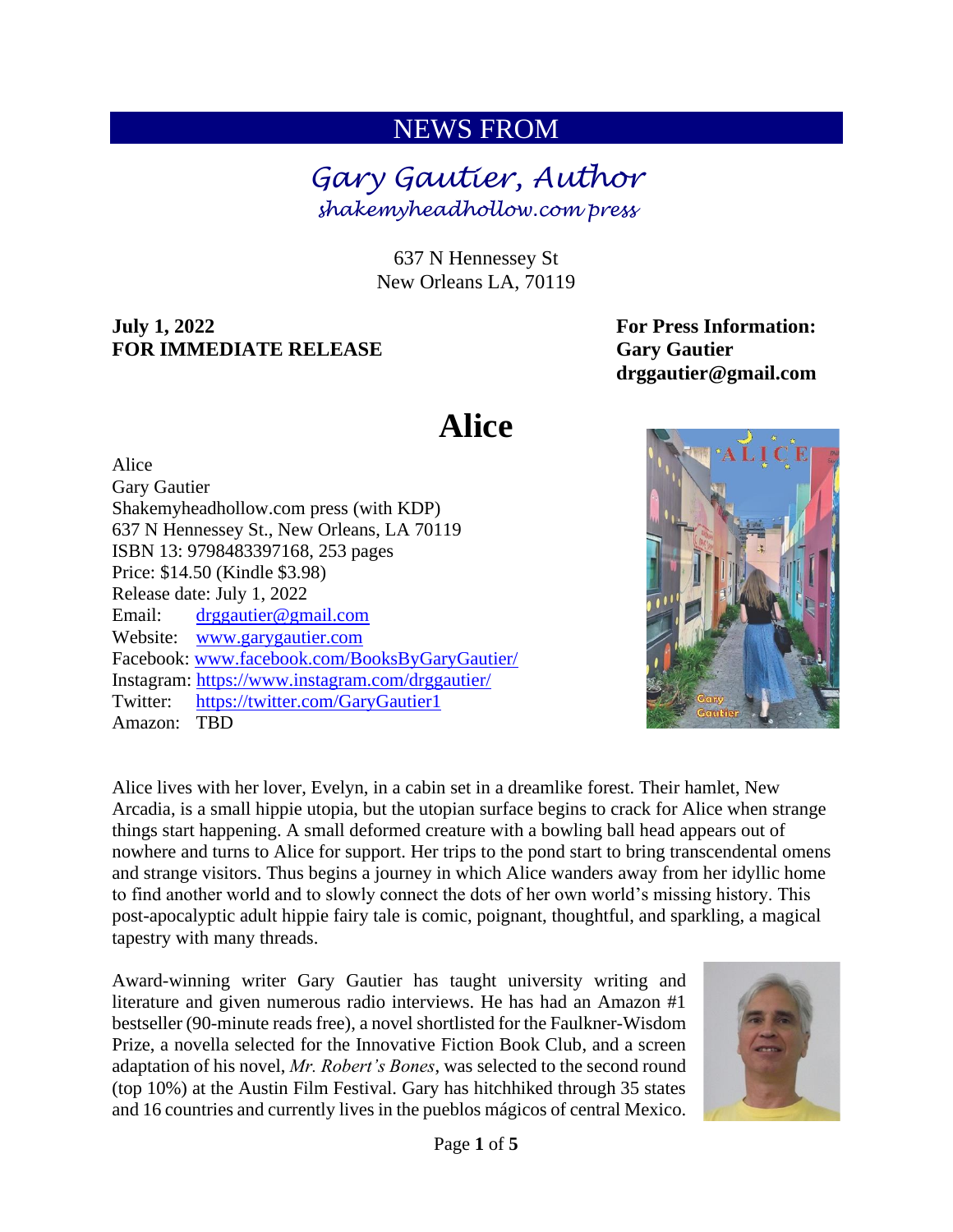NEWS FROM

# Gary Gautier, Author

*shakemyheadhollow.com press*

637 N Hennessey St
New Orleans LA, 70119

**July 1, 2022**
**FOR IMMEDIATE RELEASE**

**For Press Information:**
**Gary Gautier**
**drggautier@gmail.com**

# Alice

Alice
Gary Gautier
Shakemyheadhollow.com press (with KDP)
637 N Hennessey St., New Orleans, LA 70119
ISBN 13: 9798483397168, 253 pages
Price: $14.50 (Kindle $3.98)
Release date: July 1, 2022
Email: drggautier@gmail.com
Website: www.garygautier.com
Facebook: www.facebook.com/BooksByGaryGautier/
Instagram: https://www.instagram.com/drggautier/
Twitter: https://twitter.com/GaryGautier1
Amazon: TBD

Alice lives with her lover, Evelyn, in a cabin set in a dreamlike forest. Their hamlet, New Arcadia, is a small hippie utopia, but the utopian surface begins to crack for Alice when strange things start happening. A small deformed creature with a bowling ball head appears out of nowhere and turns to Alice for support. Her trips to the pond start to bring transcendental omens and strange visitors. Thus begins a journey in which Alice wanders away from her idyllic home to find another world and to slowly connect the dots of her own world's missing history. This post-apocalyptic adult hippie fairy tale is comic, poignant, thoughtful, and sparkling, a magical tapestry with many threads.

Award-winning writer Gary Gautier has taught university writing and literature and given numerous radio interviews. He has had an Amazon #1 bestseller (90-minute reads free), a novel shortlisted for the Faulkner-Wisdom Prize, a novella selected for the Innovative Fiction Book Club, and a screen adaptation of his novel, *Mr. Robert's Bones*, was selected to the second round (top 10%) at the Austin Film Festival. Gary has hitchhiked through 35 states and 16 countries and currently lives in the pueblos mágicos of central Mexico.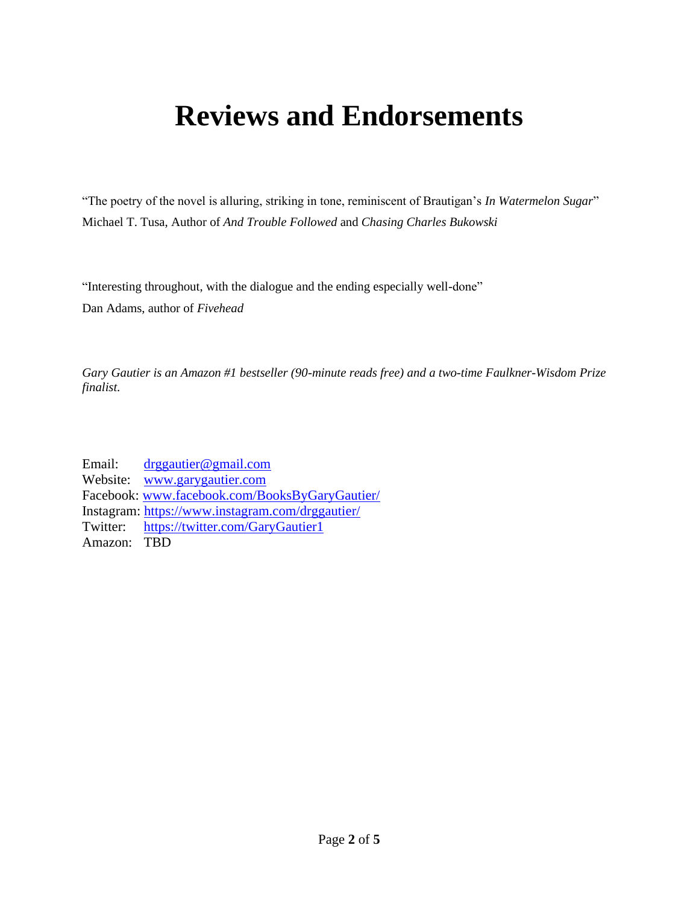# Reviews and Endorsements

"The poetry of the novel is alluring, striking in tone, reminiscent of Brautigan's *In Watermelon Sugar*"
Michael T. Tusa, Author of *And Trouble Followed* and *Chasing Charles Bukowski*

"Interesting throughout, with the dialogue and the ending especially well-done"
Dan Adams, author of *Fivehead*

*Gary Gautier is an Amazon #1 bestseller (90-minute reads free) and a two-time Faulkner-Wisdom Prize finalist.*

Email: drggautier@gmail.com
Website: www.garygautier.com
Facebook: www.facebook.com/BooksByGaryGautier/
Instagram: https://www.instagram.com/drggautier/
Twitter: https://twitter.com/GaryGautier1
Amazon: TBD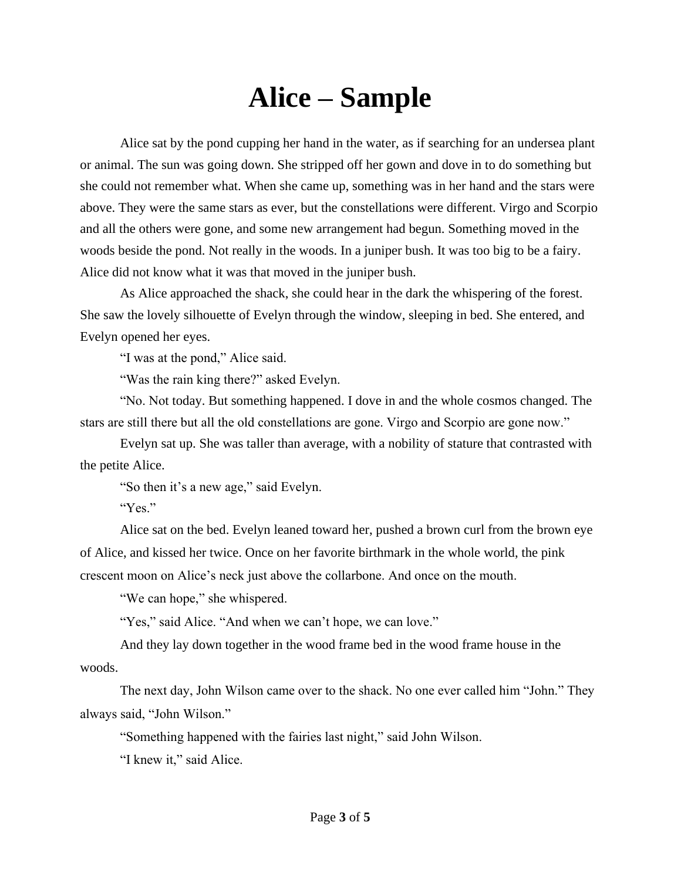# Alice – Sample

Alice sat by the pond cupping her hand in the water, as if searching for an undersea plant or animal. The sun was going down. She stripped off her gown and dove in to do something but she could not remember what. When she came up, something was in her hand and the stars were above. They were the same stars as ever, but the constellations were different. Virgo and Scorpio and all the others were gone, and some new arrangement had begun. Something moved in the woods beside the pond. Not really in the woods. In a juniper bush. It was too big to be a fairy. Alice did not know what it was that moved in the juniper bush.

As Alice approached the shack, she could hear in the dark the whispering of the forest. She saw the lovely silhouette of Evelyn through the window, sleeping in bed. She entered, and Evelyn opened her eyes.

"I was at the pond," Alice said.

"Was the rain king there?" asked Evelyn.

"No. Not today. But something happened. I dove in and the whole cosmos changed. The stars are still there but all the old constellations are gone. Virgo and Scorpio are gone now."

Evelyn sat up. She was taller than average, with a nobility of stature that contrasted with the petite Alice.

"So then it's a new age," said Evelyn.

"Yes."

Alice sat on the bed. Evelyn leaned toward her, pushed a brown curl from the brown eye of Alice, and kissed her twice. Once on her favorite birthmark in the whole world, the pink crescent moon on Alice's neck just above the collarbone. And once on the mouth.

"We can hope," she whispered.

"Yes," said Alice. "And when we can't hope, we can love."

And they lay down together in the wood frame bed in the wood frame house in the woods.

The next day, John Wilson came over to the shack. No one ever called him "John." They always said, "John Wilson."

"Something happened with the fairies last night," said John Wilson.

"I knew it," said Alice.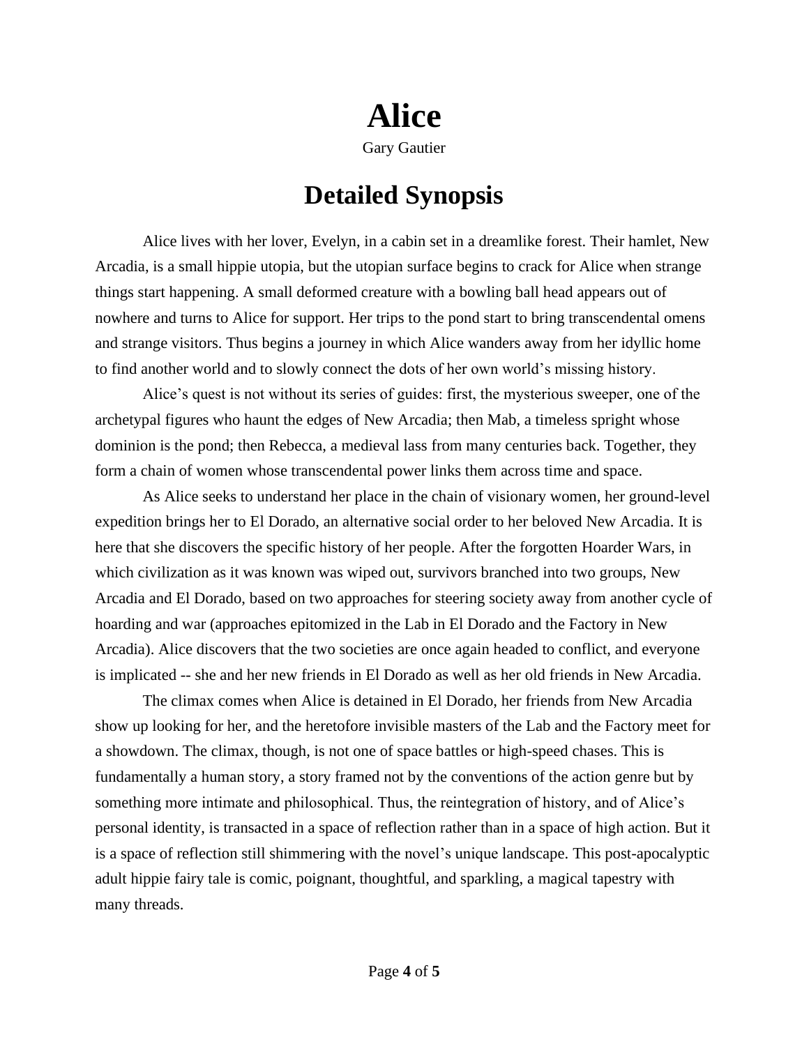# Alice

Gary Gautier

## Detailed Synopsis

Alice lives with her lover, Evelyn, in a cabin set in a dreamlike forest. Their hamlet, New Arcadia, is a small hippie utopia, but the utopian surface begins to crack for Alice when strange things start happening. A small deformed creature with a bowling ball head appears out of nowhere and turns to Alice for support. Her trips to the pond start to bring transcendental omens and strange visitors. Thus begins a journey in which Alice wanders away from her idyllic home to find another world and to slowly connect the dots of her own world's missing history.

Alice's quest is not without its series of guides: first, the mysterious sweeper, one of the archetypal figures who haunt the edges of New Arcadia; then Mab, a timeless spright whose dominion is the pond; then Rebecca, a medieval lass from many centuries back. Together, they form a chain of women whose transcendental power links them across time and space.

As Alice seeks to understand her place in the chain of visionary women, her ground-level expedition brings her to El Dorado, an alternative social order to her beloved New Arcadia. It is here that she discovers the specific history of her people. After the forgotten Hoarder Wars, in which civilization as it was known was wiped out, survivors branched into two groups, New Arcadia and El Dorado, based on two approaches for steering society away from another cycle of hoarding and war (approaches epitomized in the Lab in El Dorado and the Factory in New Arcadia). Alice discovers that the two societies are once again headed to conflict, and everyone is implicated -- she and her new friends in El Dorado as well as her old friends in New Arcadia.

The climax comes when Alice is detained in El Dorado, her friends from New Arcadia show up looking for her, and the heretofore invisible masters of the Lab and the Factory meet for a showdown. The climax, though, is not one of space battles or high-speed chases. This is fundamentally a human story, a story framed not by the conventions of the action genre but by something more intimate and philosophical. Thus, the reintegration of history, and of Alice's personal identity, is transacted in a space of reflection rather than in a space of high action. But it is a space of reflection still shimmering with the novel's unique landscape. This post-apocalyptic adult hippie fairy tale is comic, poignant, thoughtful, and sparkling, a magical tapestry with many threads.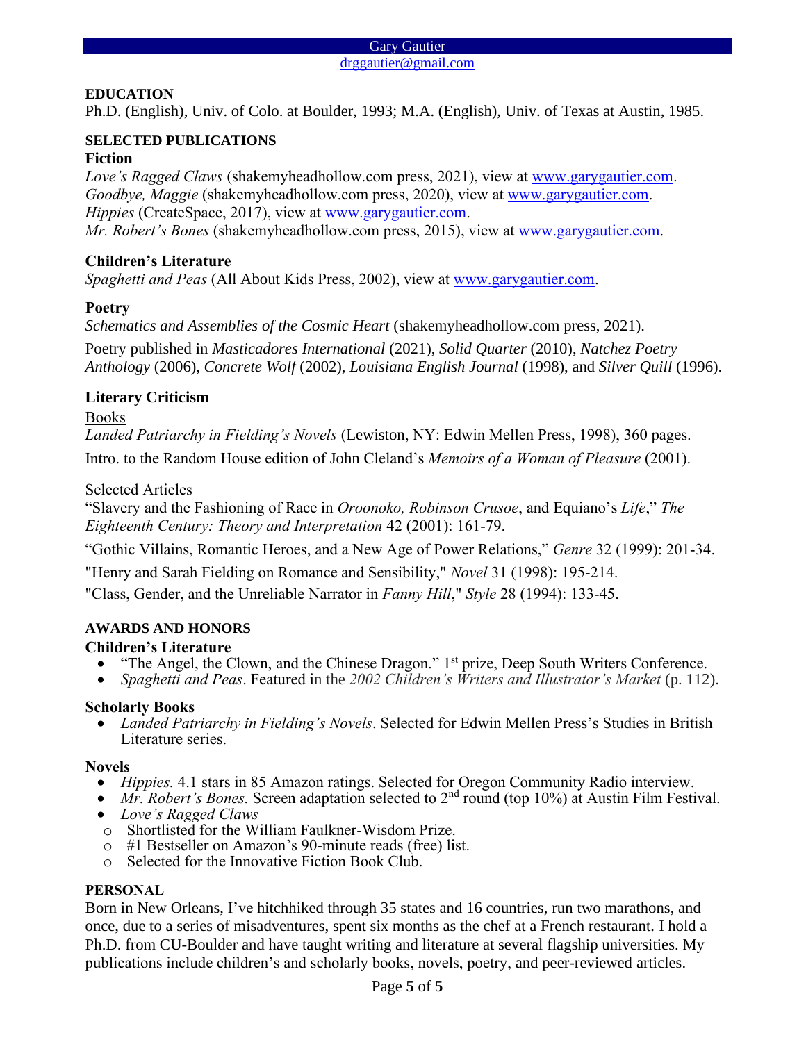Gary Gautier

drggautier@gmail.com

## EDUCATION

Ph.D. (English), Univ. of Colo. at Boulder, 1993; M.A. (English), Univ. of Texas at Austin, 1985.

## SELECTED PUBLICATIONS

### Fiction

*Love's Ragged Claws* (shakemyheadhollow.com press, 2021), view at www.garygautier.com.
*Goodbye, Maggie* (shakemyheadhollow.com press, 2020), view at www.garygautier.com.
*Hippies* (CreateSpace, 2017), view at www.garygautier.com.
*Mr. Robert's Bones* (shakemyheadhollow.com press, 2015), view at www.garygautier.com.

### Children's Literature

*Spaghetti and Peas* (All About Kids Press, 2002), view at www.garygautier.com.

### Poetry

*Schematics and Assemblies of the Cosmic Heart* (shakemyheadhollow.com press, 2021).

Poetry published in *Masticadores International* (2021), *Solid Quarter* (2010), *Natchez Poetry Anthology* (2006), *Concrete Wolf* (2002), *Louisiana English Journal* (1998), and *Silver Quill* (1996).

### Literary Criticism

Books

*Landed Patriarchy in Fielding's Novels* (Lewiston, NY: Edwin Mellen Press, 1998), 360 pages.

Intro. to the Random House edition of John Cleland's *Memoirs of a Woman of Pleasure* (2001).

Selected Articles

"Slavery and the Fashioning of Race in *Oroonoko, Robinson Crusoe*, and Equiano's *Life*," *The Eighteenth Century: Theory and Interpretation* 42 (2001): 161-79.

"Gothic Villains, Romantic Heroes, and a New Age of Power Relations," *Genre* 32 (1999): 201-34.

"Henry and Sarah Fielding on Romance and Sensibility," *Novel* 31 (1998): 195-214.

"Class, Gender, and the Unreliable Narrator in *Fanny Hill*," *Style* 28 (1994): 133-45.

## AWARDS AND HONORS

### Children's Literature

- "The Angel, the Clown, and the Chinese Dragon." 1st prize, Deep South Writers Conference.
- *Spaghetti and Peas*. Featured in the *2002 Children's Writers and Illustrator's Market* (p. 112).

### Scholarly Books

- *Landed Patriarchy in Fielding's Novels*. Selected for Edwin Mellen Press's Studies in British Literature series.

### Novels

- *Hippies.* 4.1 stars in 85 Amazon ratings. Selected for Oregon Community Radio interview.
- *Mr. Robert's Bones.* Screen adaptation selected to 2nd round (top 10%) at Austin Film Festival.
- *Love's Ragged Claws*
  - Shortlisted for the William Faulkner-Wisdom Prize.
  - #1 Bestseller on Amazon's 90-minute reads (free) list.
  - Selected for the Innovative Fiction Book Club.

## PERSONAL

Born in New Orleans, I've hitchhiked through 35 states and 16 countries, run two marathons, and once, due to a series of misadventures, spent six months as the chef at a French restaurant. I hold a Ph.D. from CU-Boulder and have taught writing and literature at several flagship universities. My publications include children's and scholarly books, novels, poetry, and peer-reviewed articles.